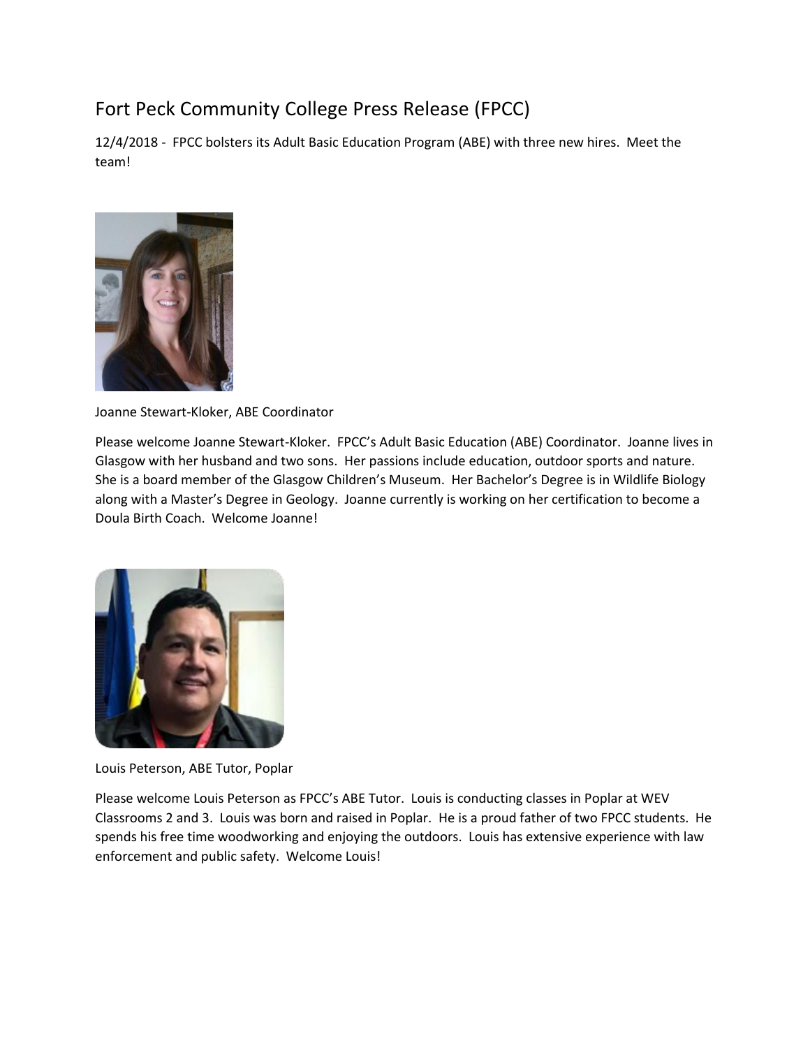# Fort Peck Community College Press Release (FPCC)

12/4/2018 - FPCC bolsters its Adult Basic Education Program (ABE) with three new hires. Meet the team!

Joanne Stewart-Kloker, ABE Coordinator

Please welcome Joanne Stewart-Kloker. FPCC's Adult Basic Education (ABE) Coordinator. Joanne lives in Glasgow with her husband and two sons. Her passions include education, outdoor sports and nature. She is a board member of the Glasgow Children's Museum. Her Bachelor's Degree is in Wildlife Biology along with a Master's Degree in Geology. Joanne currently is working on her certification to become a Doula Birth Coach. Welcome Joanne!

Louis Peterson, ABE Tutor, Poplar

Please welcome Louis Peterson as FPCC's ABE Tutor. Louis is conducting classes in Poplar at WEV Classrooms 2 and 3. Louis was born and raised in Poplar. He is a proud father of two FPCC students. He spends his free time woodworking and enjoying the outdoors. Louis has extensive experience with law enforcement and public safety. Welcome Louis!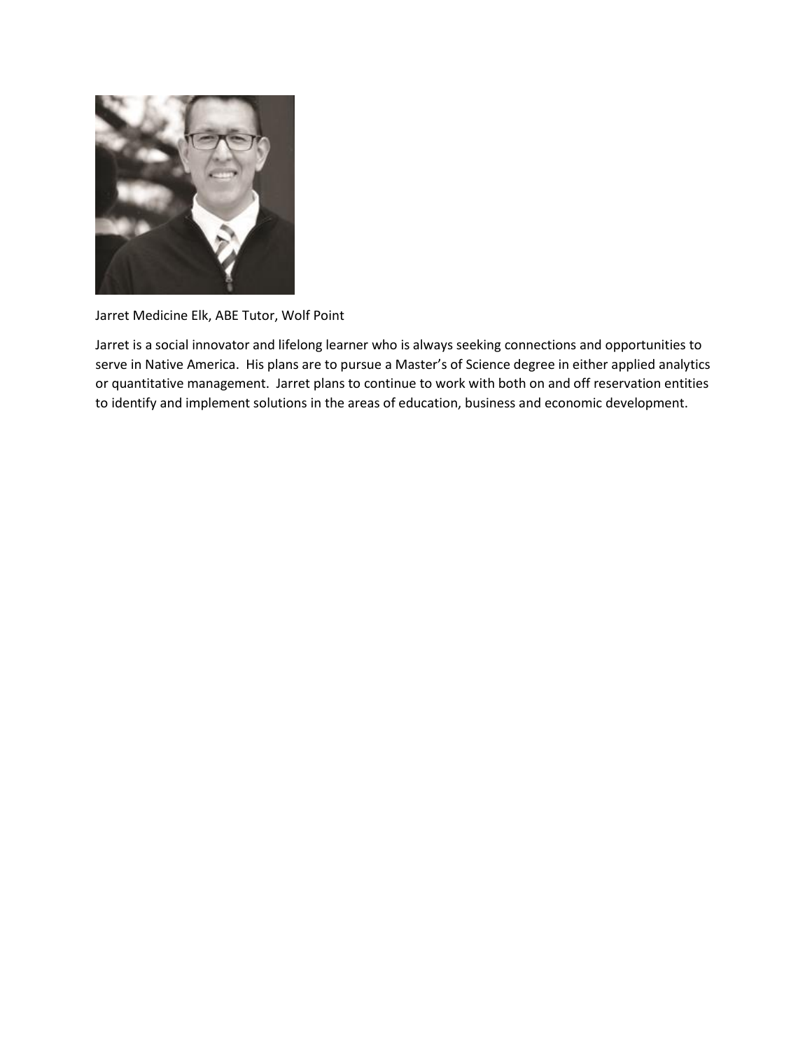Jarret Medicine Elk, ABE Tutor, Wolf Point

Jarret is a social innovator and lifelong learner who is always seeking connections and opportunities to serve in Native America. His plans are to pursue a Master's of Science degree in either applied analytics or quantitative management. Jarret plans to continue to work with both on and off reservation entities to identify and implement solutions in the areas of education, business and economic development.